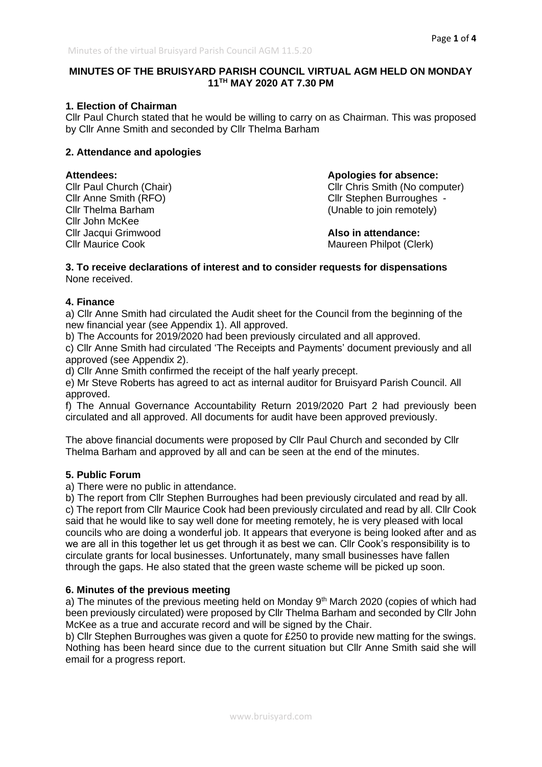# MINUTES OF THE BRUISYARD PARISH COUNCIL VIRTUAL AGM HELD ON MONDAY 11TH MAY 2020 AT 7.30 PM

## 1. Election of Chairman

Cllr Paul Church stated that he would be willing to carry on as Chairman. This was proposed by Cllr Anne Smith and seconded by Cllr Thelma Barham

## 2. Attendance and apologies

**Attendees:**
Cllr Paul Church (Chair)
Cllr Anne Smith (RFO)
Cllr Thelma Barham
Cllr John McKee
Cllr Jacqui Grimwood
Cllr Maurice Cook

**Apologies for absence:**
Cllr Chris Smith (No computer)
Cllr Stephen Burroughes - (Unable to join remotely)

**Also in attendance:**
Maureen Philpot (Clerk)

## 3. To receive declarations of interest and to consider requests for dispensations

None received.

## 4. Finance

a) Cllr Anne Smith had circulated the Audit sheet for the Council from the beginning of the new financial year (see Appendix 1). All approved.

b) The Accounts for 2019/2020 had been previously circulated and all approved.

c) Cllr Anne Smith had circulated 'The Receipts and Payments' document previously and all approved (see Appendix 2).

d) Cllr Anne Smith confirmed the receipt of the half yearly precept.

e) Mr Steve Roberts has agreed to act as internal auditor for Bruisyard Parish Council. All approved.

f) The Annual Governance Accountability Return 2019/2020 Part 2 had previously been circulated and all approved. All documents for audit have been approved previously.

The above financial documents were proposed by Cllr Paul Church and seconded by Cllr Thelma Barham and approved by all and can be seen at the end of the minutes.

## 5. Public Forum

a) There were no public in attendance.

b) The report from Cllr Stephen Burroughes had been previously circulated and read by all.

c) The report from Cllr Maurice Cook had been previously circulated and read by all. Cllr Cook said that he would like to say well done for meeting remotely, he is very pleased with local councils who are doing a wonderful job. It appears that everyone is being looked after and as we are all in this together let us get through it as best we can. Cllr Cook's responsibility is to circulate grants for local businesses. Unfortunately, many small businesses have fallen through the gaps. He also stated that the green waste scheme will be picked up soon.

## 6. Minutes of the previous meeting

a) The minutes of the previous meeting held on Monday 9th March 2020 (copies of which had been previously circulated) were proposed by Cllr Thelma Barham and seconded by Cllr John McKee as a true and accurate record and will be signed by the Chair.

b) Cllr Stephen Burroughes was given a quote for £250 to provide new matting for the swings. Nothing has been heard since due to the current situation but Cllr Anne Smith said she will email for a progress report.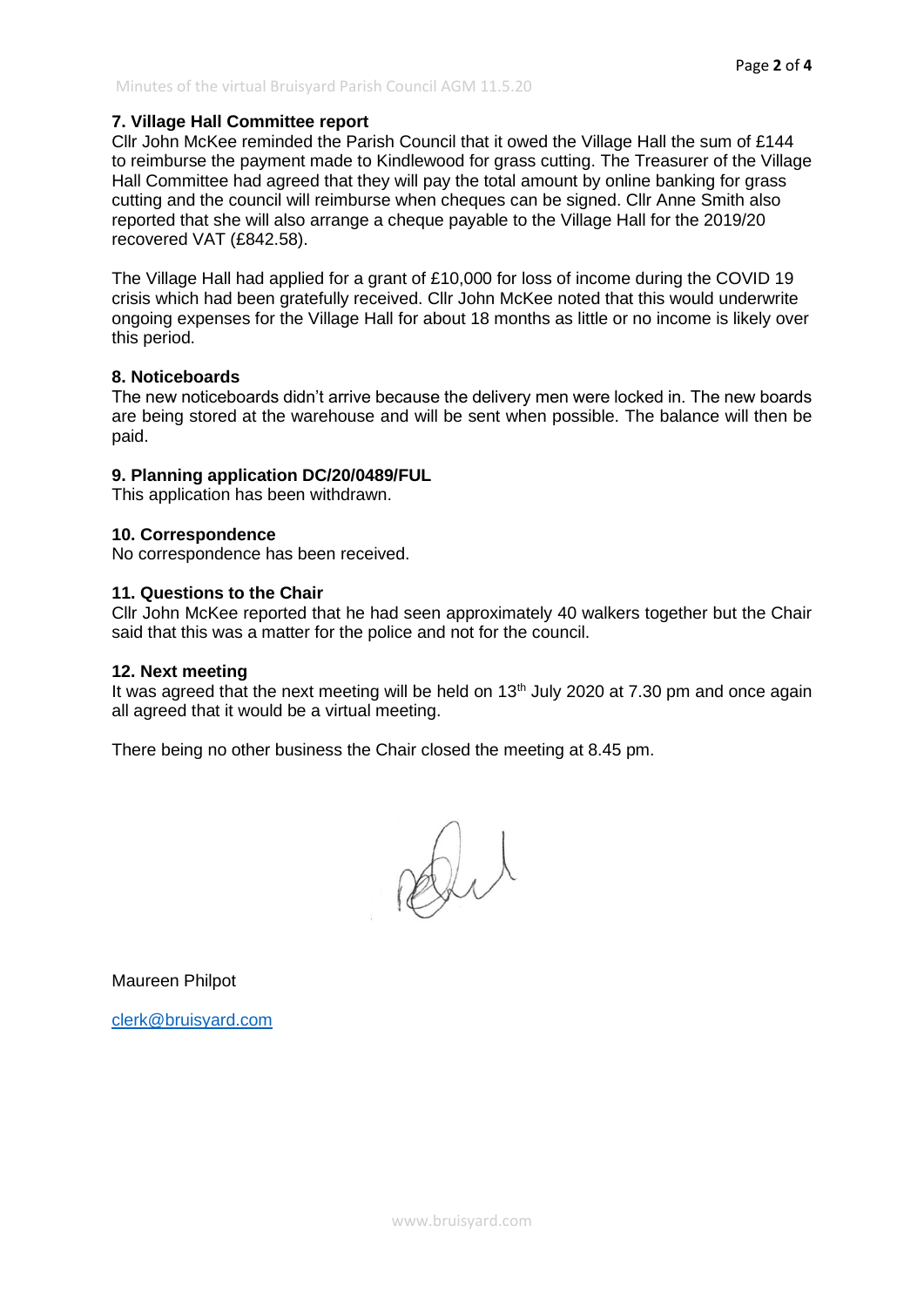### 7. Village Hall Committee report

Cllr John McKee reminded the Parish Council that it owed the Village Hall the sum of £144 to reimburse the payment made to Kindlewood for grass cutting. The Treasurer of the Village Hall Committee had agreed that they will pay the total amount by online banking for grass cutting and the council will reimburse when cheques can be signed. Cllr Anne Smith also reported that she will also arrange a cheque payable to the Village Hall for the 2019/20 recovered VAT (£842.58).

The Village Hall had applied for a grant of £10,000 for loss of income during the COVID 19 crisis which had been gratefully received. Cllr John McKee noted that this would underwrite ongoing expenses for the Village Hall for about 18 months as little or no income is likely over this period.

### 8. Noticeboards

The new noticeboards didn't arrive because the delivery men were locked in. The new boards are being stored at the warehouse and will be sent when possible. The balance will then be paid.

### 9. Planning application DC/20/0489/FUL

This application has been withdrawn.

### 10. Correspondence

No correspondence has been received.

### 11. Questions to the Chair

Cllr John McKee reported that he had seen approximately 40 walkers together but the Chair said that this was a matter for the police and not for the council.

### 12. Next meeting

It was agreed that the next meeting will be held on 13th July 2020 at 7.30 pm and once again all agreed that it would be a virtual meeting.

There being no other business the Chair closed the meeting at 8.45 pm.

Maureen Philpot

clerk@bruisyard.com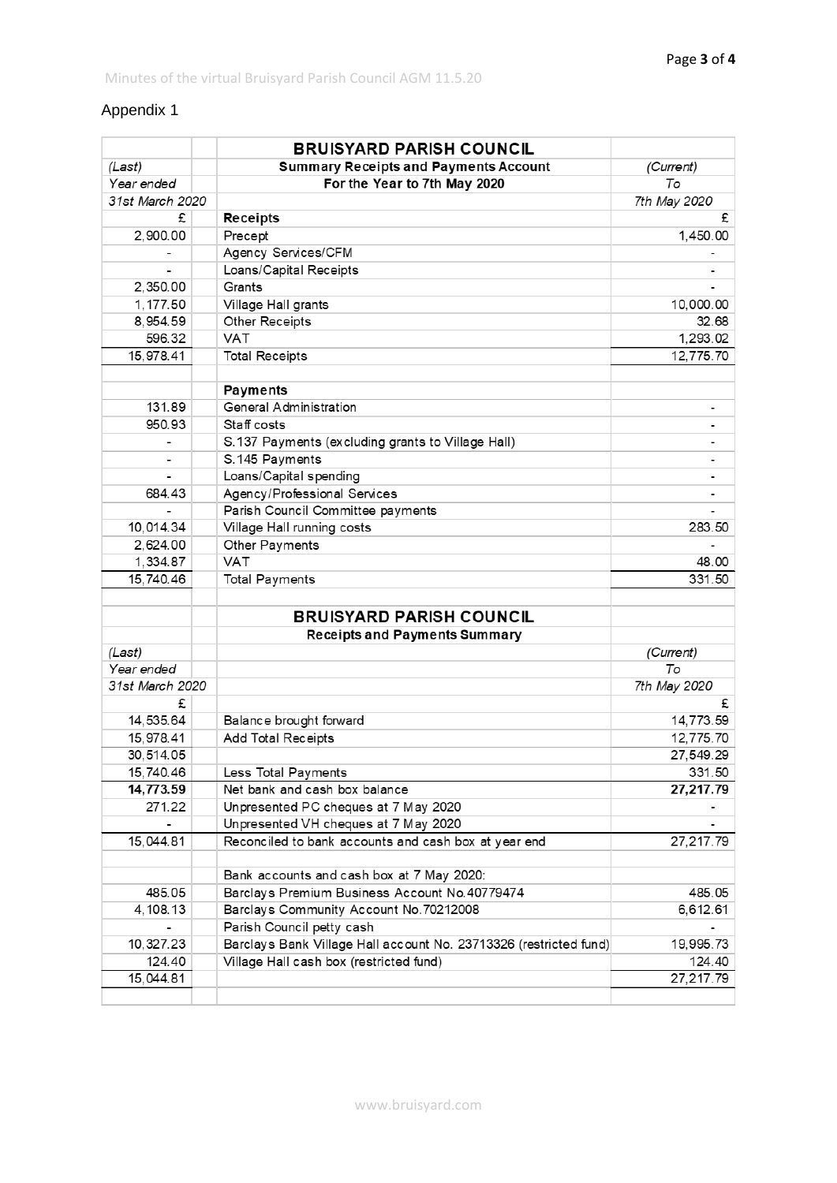Appendix 1

| | | BRUISYARD PARISH COUNCIL | |
|---|---|---|---|
| *(Last)* | | **Summary Receipts and Payments Account** | *(Current)* |
| *Year ended* | | **For the Year to 7th May 2020** | *To* |
| *31st March 2020* | | | *7th May 2020* |
| £ | | **Receipts** | £ |
| 2,900.00 | | Precept | 1,450.00 |
| - | | Agency Services/CFM | - |
| - | | Loans/Capital Receipts | - |
| 2,350.00 | | Grants | - |
| 1,177.50 | | Village Hall grants | 10,000.00 |
| 8,954.59 | | Other Receipts | 32.68 |
| 596.32 | | VAT | 1,293.02 |
| 15,978.41 | | Total Receipts | 12,775.70 |
| | | | |
| | | **Payments** | |
| 131.89 | | General Administration | - |
| 950.93 | | Staff costs | - |
| - | | S.137 Payments (excluding grants to Village Hall) | - |
| - | | S.145 Payments | - |
| - | | Loans/Capital spending | - |
| 684.43 | | Agency/Professional Services | - |
| - | | Parish Council Committee payments | - |
| 10,014.34 | | Village Hall running costs | 283.50 |
| 2,624.00 | | Other Payments | - |
| 1,334.87 | | VAT | 48.00 |
| 15,740.46 | | Total Payments | 331.50 |

| | | BRUISYARD PARISH COUNCIL | |
|---|---|---|---|
| | | **Receipts and Payments Summary** | |
| *(Last)* | | | *(Current)* |
| *Year ended* | | | *To* |
| *31st March 2020* | | | *7th May 2020* |
| £ | | | £ |
| 14,535.64 | | Balance brought forward | 14,773.59 |
| 15,978.41 | | Add Total Receipts | 12,775.70 |
| 30,514.05 | | | 27,549.29 |
| 15,740.46 | | Less Total Payments | 331.50 |
| **14,773.59** | | Net bank and cash box balance | **27,217.79** |
| 271.22 | | Unpresented PC cheques at 7 May 2020 | - |
| - | | Unpresented VH cheques at 7 May 2020 | - |
| 15,044.81 | | Reconciled to bank accounts and cash box at year end | 27,217.79 |
| | | | |
| | | Bank accounts and cash box at 7 May 2020: | |
| 485.05 | | Barclays Premium Business Account No.40779474 | 485.05 |
| 4,108.13 | | Barclays Community Account No.70212008 | 6,612.61 |
| - | | Parish Council petty cash | - |
| 10,327.23 | | Barclays Bank Village Hall account No. 23713326 (restricted fund) | 19,995.73 |
| 124.40 | | Village Hall cash box (restricted fund) | 124.40 |
| 15,044.81 | | | 27,217.79 |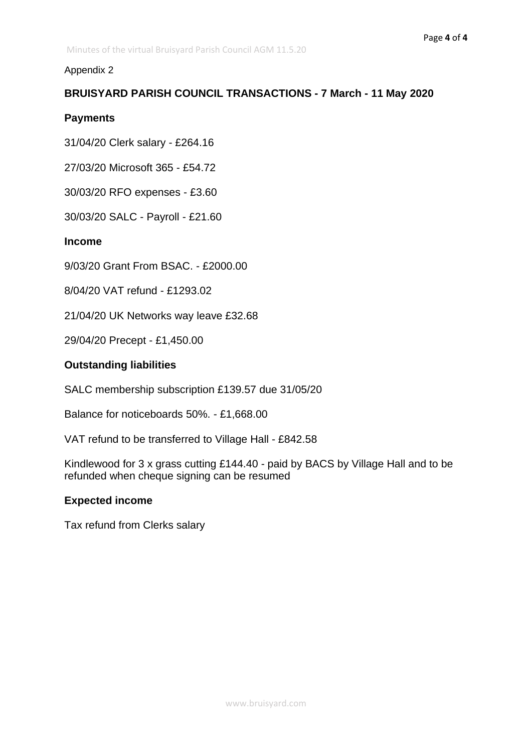Appendix 2

**BRUISYARD PARISH COUNCIL TRANSACTIONS - 7 March - 11 May 2020**

**Payments**

31/04/20 Clerk salary - £264.16

27/03/20 Microsoft 365 - £54.72

30/03/20 RFO expenses - £3.60

30/03/20 SALC - Payroll - £21.60

**Income**

9/03/20 Grant From BSAC. - £2000.00

8/04/20 VAT refund - £1293.02

21/04/20 UK Networks way leave £32.68

29/04/20 Precept - £1,450.00

**Outstanding liabilities**

SALC membership subscription £139.57 due 31/05/20

Balance for noticeboards 50%. - £1,668.00

VAT refund to be transferred to Village Hall - £842.58

Kindlewood for 3 x grass cutting £144.40 - paid by BACS by Village Hall and to be refunded when cheque signing can be resumed

**Expected income**

Tax refund from Clerks salary